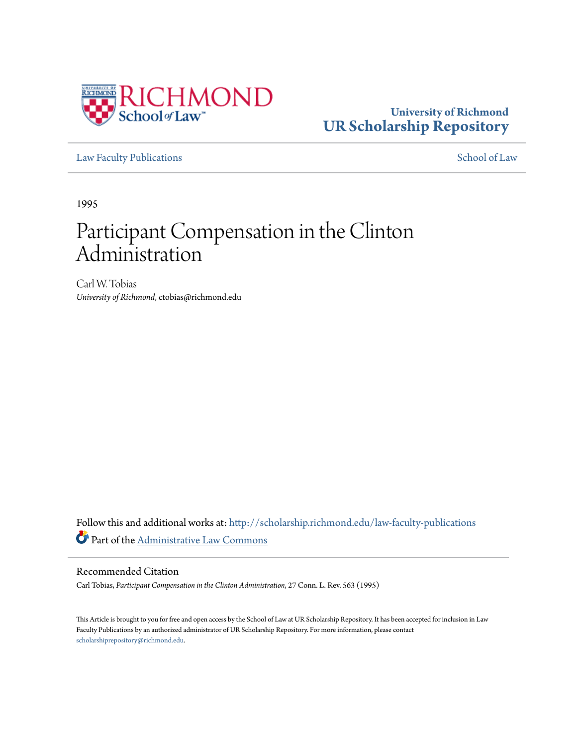University of Richmond
**UR Scholarship Repository**

Law Faculty Publications | School of Law

1995

# Participant Compensation in the Clinton Administration

Carl W. Tobias
*University of Richmond*, ctobias@richmond.edu

Follow this and additional works at: http://scholarship.richmond.edu/law-faculty-publications

Part of the Administrative Law Commons

## Recommended Citation

Carl Tobias, *Participant Compensation in the Clinton Administration,* 27 Conn. L. Rev. 563 (1995)

This Article is brought to you for free and open access by the School of Law at UR Scholarship Repository. It has been accepted for inclusion in Law Faculty Publications by an authorized administrator of UR Scholarship Repository. For more information, please contact scholarshiprepository@richmond.edu.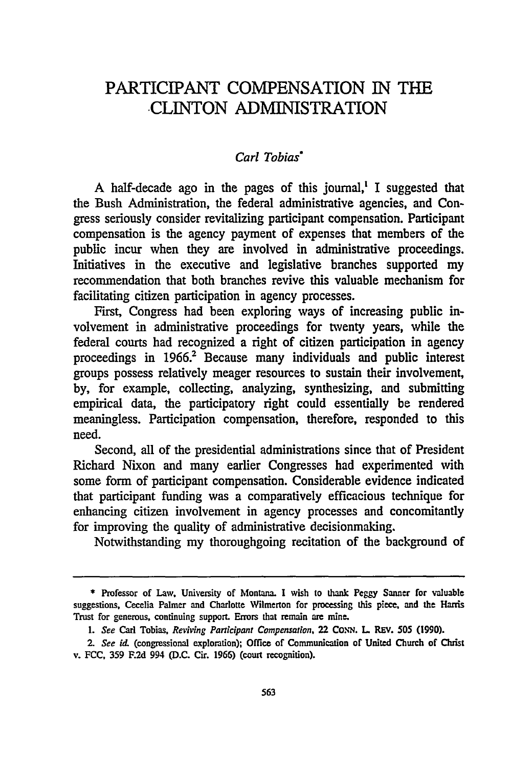# PARTICIPANT COMPENSATION IN THE CLINTON ADMINISTRATION

*Carl Tobias*[*]

A half-decade ago in the pages of this journal,[1] I suggested that the Bush Administration, the federal administrative agencies, and Congress seriously consider revitalizing participant compensation. Participant compensation is the agency payment of expenses that members of the public incur when they are involved in administrative proceedings. Initiatives in the executive and legislative branches supported my recommendation that both branches revive this valuable mechanism for facilitating citizen participation in agency processes.

First, Congress had been exploring ways of increasing public involvement in administrative proceedings for twenty years, while the federal courts had recognized a right of citizen participation in agency proceedings in 1966.[2] Because many individuals and public interest groups possess relatively meager resources to sustain their involvement, by, for example, collecting, analyzing, synthesizing, and submitting empirical data, the participatory right could essentially be rendered meaningless. Participation compensation, therefore, responded to this need.

Second, all of the presidential administrations since that of President Richard Nixon and many earlier Congresses had experimented with some form of participant compensation. Considerable evidence indicated that participant funding was a comparatively efficacious technique for enhancing citizen involvement in agency processes and concomitantly for improving the quality of administrative decisionmaking.

Notwithstanding my thoroughgoing recitation of the background of

---

\* Professor of Law, University of Montana. I wish to thank Peggy Sanner for valuable suggestions, Cecelia Palmer and Charlotte Wilmerton for processing this piece, and the Harris Trust for generous, continuing support. Errors that remain are mine.

1. *See* Carl Tobias, *Reviving Participant Compensation*, 22 CONN. L. REV. 505 (1990).

2. *See id.* (congressional exploration); Office of Communication of United Church of Christ v. FCC, 359 F.2d 994 (D.C. Cir. 1966) (court recognition).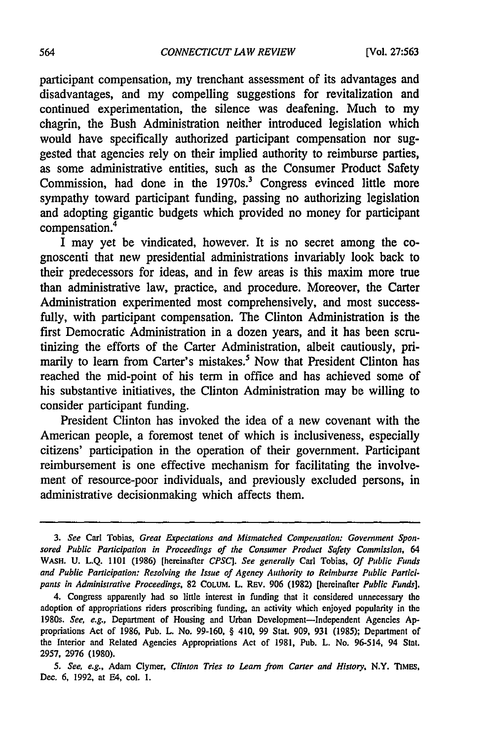participant compensation, my trenchant assessment of its advantages and disadvantages, and my compelling suggestions for revitalization and continued experimentation, the silence was deafening. Much to my chagrin, the Bush Administration neither introduced legislation which would have specifically authorized participant compensation nor suggested that agencies rely on their implied authority to reimburse parties, as some administrative entities, such as the Consumer Product Safety Commission, had done in the 1970s.[3] Congress evinced little more sympathy toward participant funding, passing no authorizing legislation and adopting gigantic budgets which provided no money for participant compensation.[4]

I may yet be vindicated, however. It is no secret among the cognoscenti that new presidential administrations invariably look back to their predecessors for ideas, and in few areas is this maxim more true than administrative law, practice, and procedure. Moreover, the Carter Administration experimented most comprehensively, and most successfully, with participant compensation. The Clinton Administration is the first Democratic Administration in a dozen years, and it has been scrutinizing the efforts of the Carter Administration, albeit cautiously, primarily to learn from Carter's mistakes.[5] Now that President Clinton has reached the mid-point of his term in office and has achieved some of his substantive initiatives, the Clinton Administration may be willing to consider participant funding.

President Clinton has invoked the idea of a new covenant with the American people, a foremost tenet of which is inclusiveness, especially citizens' participation in the operation of their government. Participant reimbursement is one effective mechanism for facilitating the involvement of resource-poor individuals, and previously excluded persons, in administrative decisionmaking which affects them.

---

3. *See* Carl Tobias, *Great Expectations and Mismatched Compensation: Government Sponsored Public Participation in Proceedings of the Consumer Product Safety Commission*, 64 WASH. U. L.Q. 1101 (1986) [hereinafter *CPSC*]. *See generally* Carl Tobias, *Of Public Funds and Public Participation: Resolving the Issue of Agency Authority to Reimburse Public Participants in Administrative Proceedings*, 82 COLUM. L. REV. 906 (1982) [hereinafter *Public Funds*].

4. Congress apparently had so little interest in funding that it considered unnecessary the adoption of appropriations riders proscribing funding, an activity which enjoyed popularity in the 1980s. *See, e.g.*, Department of Housing and Urban Development—Independent Agencies Appropriations Act of 1986, Pub. L. No. 99-160, § 410, 99 Stat. 909, 931 (1985); Department of the Interior and Related Agencies Appropriations Act of 1981, Pub. L. No. 96-514, 94 Stat. 2957, 2976 (1980).

5. *See, e.g.*, Adam Clymer, *Clinton Tries to Learn from Carter and History*, N.Y. TIMES, Dec. 6, 1992, at E4, col. 1.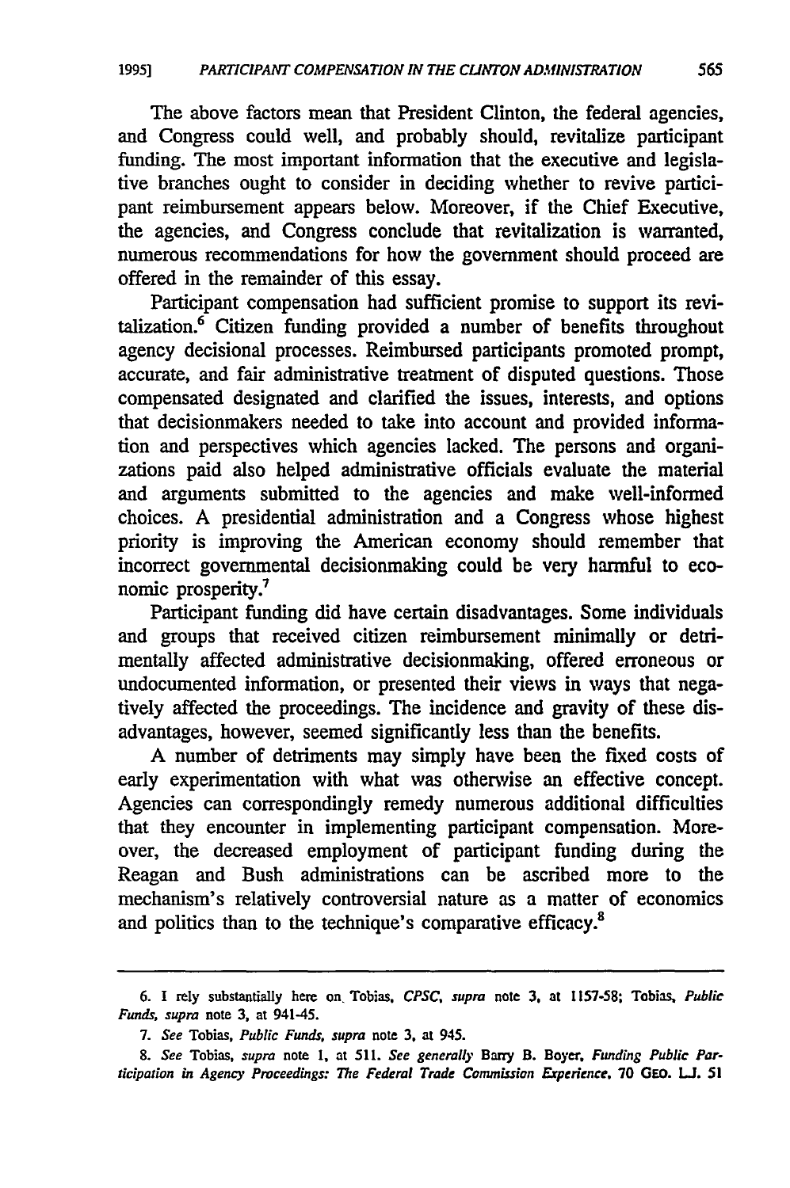The above factors mean that President Clinton, the federal agencies, and Congress could well, and probably should, revitalize participant funding. The most important information that the executive and legislative branches ought to consider in deciding whether to revive participant reimbursement appears below. Moreover, if the Chief Executive, the agencies, and Congress conclude that revitalization is warranted, numerous recommendations for how the government should proceed are offered in the remainder of this essay.

Participant compensation had sufficient promise to support its revitalization.[6] Citizen funding provided a number of benefits throughout agency decisional processes. Reimbursed participants promoted prompt, accurate, and fair administrative treatment of disputed questions. Those compensated designated and clarified the issues, interests, and options that decisionmakers needed to take into account and provided information and perspectives which agencies lacked. The persons and organizations paid also helped administrative officials evaluate the material and arguments submitted to the agencies and make well-informed choices. A presidential administration and a Congress whose highest priority is improving the American economy should remember that incorrect governmental decisionmaking could be very harmful to economic prosperity.[7]

Participant funding did have certain disadvantages. Some individuals and groups that received citizen reimbursement minimally or detrimentally affected administrative decisionmaking, offered erroneous or undocumented information, or presented their views in ways that negatively affected the proceedings. The incidence and gravity of these disadvantages, however, seemed significantly less than the benefits.

A number of detriments may simply have been the fixed costs of early experimentation with what was otherwise an effective concept. Agencies can correspondingly remedy numerous additional difficulties that they encounter in implementing participant compensation. Moreover, the decreased employment of participant funding during the Reagan and Bush administrations can be ascribed more to the mechanism's relatively controversial nature as a matter of economics and politics than to the technique's comparative efficacy.[8]

---

6. I rely substantially here on Tobias, *CPSC, supra* note 3, at 1157-58; Tobias, *Public Funds, supra* note 3, at 941-45.

7. *See* Tobias, *Public Funds, supra* note 3, at 945.

8. *See* Tobias, *supra* note 1, at 511. *See generally* Barry B. Boyer, *Funding Public Participation in Agency Proceedings: The Federal Trade Commission Experience*, 70 GEO. L.J. 51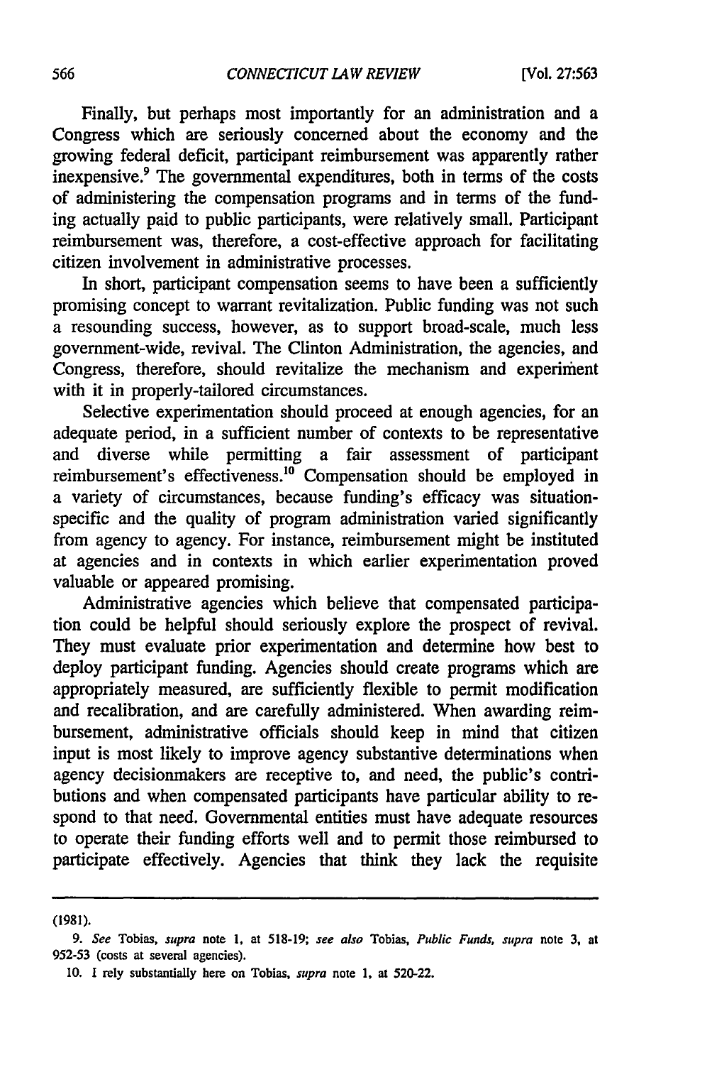Finally, but perhaps most importantly for an administration and a Congress which are seriously concerned about the economy and the growing federal deficit, participant reimbursement was apparently rather inexpensive.[9] The governmental expenditures, both in terms of the costs of administering the compensation programs and in terms of the funding actually paid to public participants, were relatively small. Participant reimbursement was, therefore, a cost-effective approach for facilitating citizen involvement in administrative processes.

In short, participant compensation seems to have been a sufficiently promising concept to warrant revitalization. Public funding was not such a resounding success, however, as to support broad-scale, much less government-wide, revival. The Clinton Administration, the agencies, and Congress, therefore, should revitalize the mechanism and experiment with it in properly-tailored circumstances.

Selective experimentation should proceed at enough agencies, for an adequate period, in a sufficient number of contexts to be representative and diverse while permitting a fair assessment of participant reimbursement's effectiveness.[10] Compensation should be employed in a variety of circumstances, because funding's efficacy was situation-specific and the quality of program administration varied significantly from agency to agency. For instance, reimbursement might be instituted at agencies and in contexts in which earlier experimentation proved valuable or appeared promising.

Administrative agencies which believe that compensated participation could be helpful should seriously explore the prospect of revival. They must evaluate prior experimentation and determine how best to deploy participant funding. Agencies should create programs which are appropriately measured, are sufficiently flexible to permit modification and recalibration, and are carefully administered. When awarding reimbursement, administrative officials should keep in mind that citizen input is most likely to improve agency substantive determinations when agency decisionmakers are receptive to, and need, the public's contributions and when compensated participants have particular ability to respond to that need. Governmental entities must have adequate resources to operate their funding efforts well and to permit those reimbursed to participate effectively. Agencies that think they lack the requisite

---

(1981).

9. *See* Tobias, *supra* note 1, at 518-19; *see also* Tobias, *Public Funds, supra* note 3, at 952-53 (costs at several agencies).

10. I rely substantially here on Tobias, *supra* note 1, at 520-22.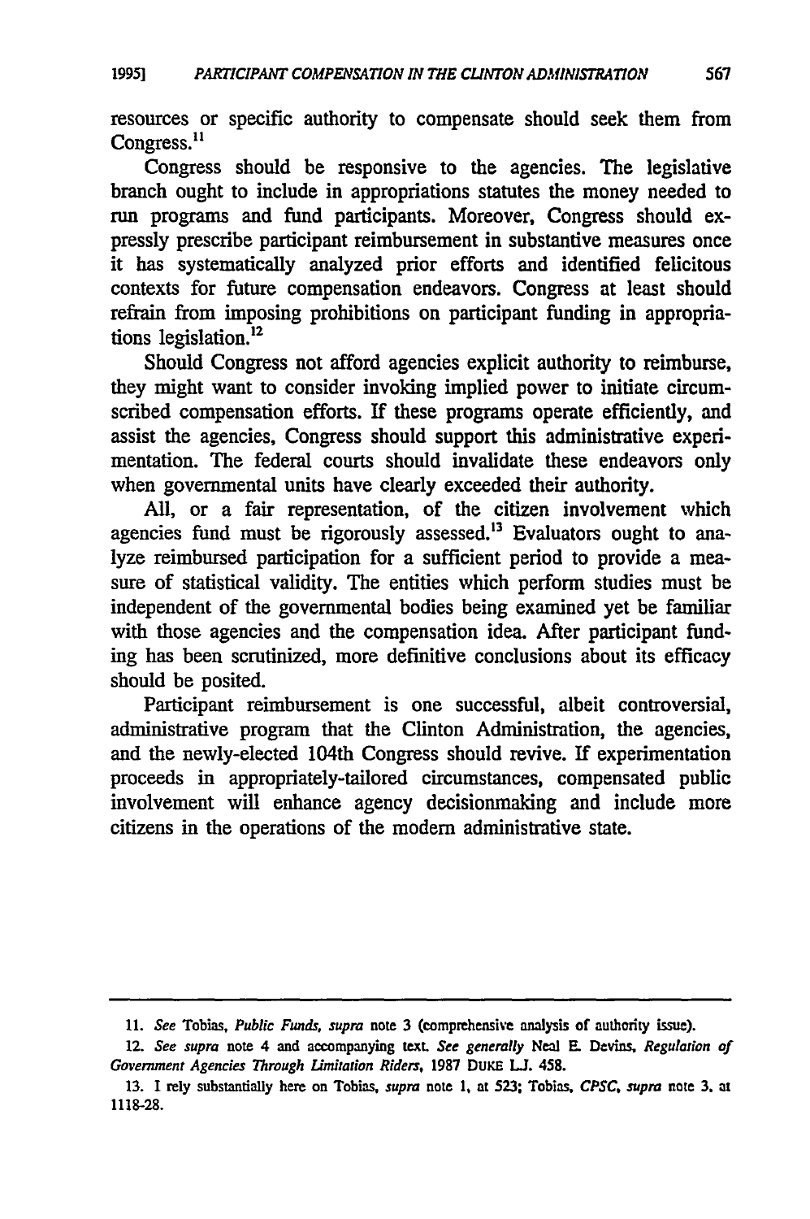resources or specific authority to compensate should seek them from Congress.[11]

Congress should be responsive to the agencies. The legislative branch ought to include in appropriations statutes the money needed to run programs and fund participants. Moreover, Congress should expressly prescribe participant reimbursement in substantive measures once it has systematically analyzed prior efforts and identified felicitous contexts for future compensation endeavors. Congress at least should refrain from imposing prohibitions on participant funding in appropriations legislation.[12]

Should Congress not afford agencies explicit authority to reimburse, they might want to consider invoking implied power to initiate circumscribed compensation efforts. If these programs operate efficiently, and assist the agencies, Congress should support this administrative experimentation. The federal courts should invalidate these endeavors only when governmental units have clearly exceeded their authority.

All, or a fair representation, of the citizen involvement which agencies fund must be rigorously assessed.[13] Evaluators ought to analyze reimbursed participation for a sufficient period to provide a measure of statistical validity. The entities which perform studies must be independent of the governmental bodies being examined yet be familiar with those agencies and the compensation idea. After participant funding has been scrutinized, more definitive conclusions about its efficacy should be posited.

Participant reimbursement is one successful, albeit controversial, administrative program that the Clinton Administration, the agencies, and the newly-elected 104th Congress should revive. If experimentation proceeds in appropriately-tailored circumstances, compensated public involvement will enhance agency decisionmaking and include more citizens in the operations of the modern administrative state.

---

11. *See* Tobias, *Public Funds*, *supra* note 3 (comprehensive analysis of authority issue).

12. *See supra* note 4 and accompanying text. *See generally* Neal E. Devins, *Regulation of Government Agencies Through Limitation Riders*, 1987 DUKE L.J. 458.

13. I rely substantially here on Tobias, *supra* note 1, at 523; Tobias, *CPSC*, *supra* note 3, at 1118-28.